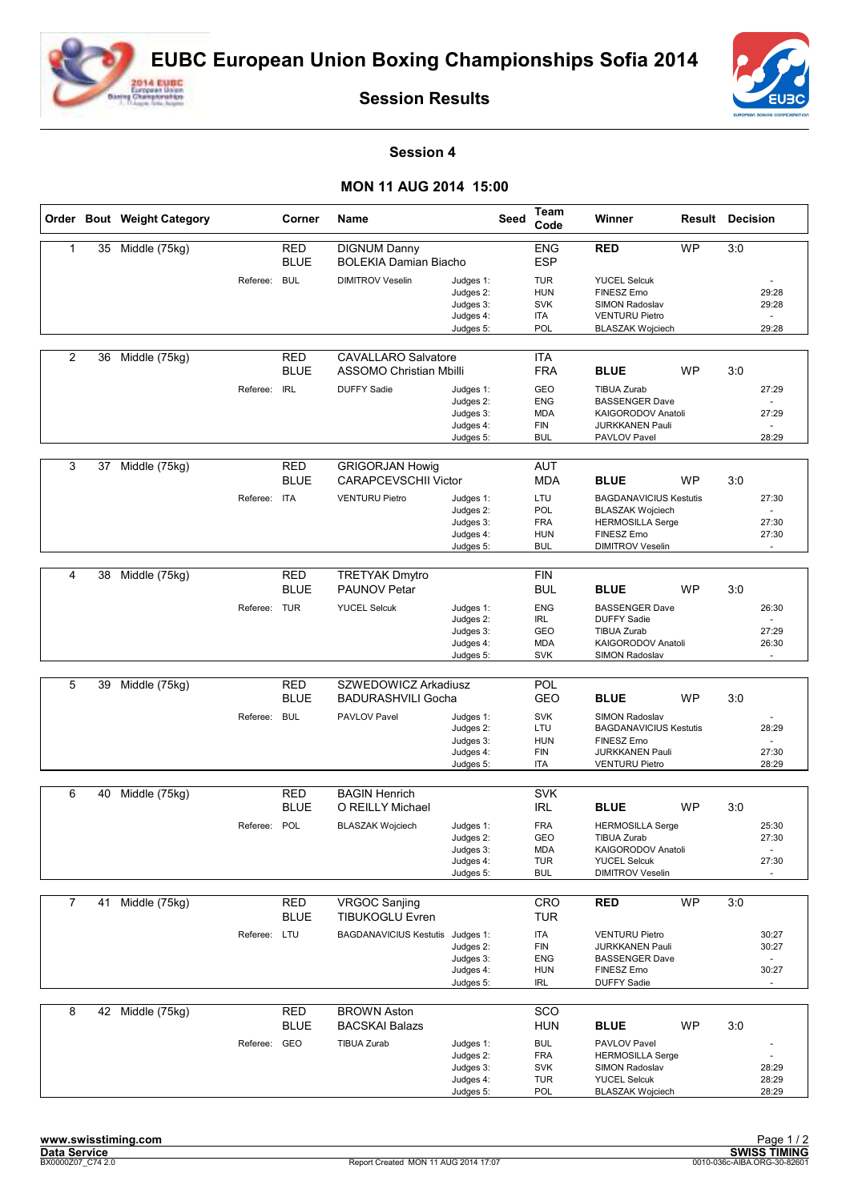# EUBC European Union Boxing Championships Sofia 2014

## Session Results

### Session 4

### MON 11 AUG 2014 15:00

| Order | Bout | Weight Category | Corner | Name | Seed | Team Code | Winner | Result | Decision |
|---|---|---|---|---|---|---|---|---|---|
| 1 | 35 | Middle (75kg) | RED | DIGNUM Danny | | ENG | RED | WP | 3:0 |
| | | | BLUE | BOLEKIA Damian Biacho | | ESP | | | |
| | | Referee: | BUL | DIMITROV Veselin | Judges 1: | TUR | YUCEL Selcuk | | - |
| | | | | | Judges 2: | HUN | FINESZ Erno | | 29:28 |
| | | | | | Judges 3: | SVK | SIMON Radoslav | | 29:28 |
| | | | | | Judges 4: | ITA | VENTURU Pietro | | - |
| | | | | | Judges 5: | POL | BLASZAK Wojciech | | 29:28 |
| 2 | 36 | Middle (75kg) | RED | CAVALLARO Salvatore | | ITA | | | |
| | | | BLUE | ASSOMO Christian Mbilli | | FRA | BLUE | WP | 3:0 |
| | | Referee: | IRL | DUFFY Sadie | Judges 1: | GEO | TIBUA Zurab | | 27:29 |
| | | | | | Judges 2: | ENG | BASSENGER Dave | | - |
| | | | | | Judges 3: | MDA | KAIGORODOV Anatoli | | 27:29 |
| | | | | | Judges 4: | FIN | JURKKANEN Pauli | | - |
| | | | | | Judges 5: | BUL | PAVLOV Pavel | | 28:29 |
| 3 | 37 | Middle (75kg) | RED | GRIGORJAN Howig | | AUT | | | |
| | | | BLUE | CARAPCEVSCHII Victor | | MDA | BLUE | WP | 3:0 |
| | | Referee: | ITA | VENTURU Pietro | Judges 1: | LTU | BAGDANAVICIUS Kestutis | | 27:30 |
| | | | | | Judges 2: | POL | BLASZAK Wojciech | | - |
| | | | | | Judges 3: | FRA | HERMOSILLA Serge | | 27:30 |
| | | | | | Judges 4: | HUN | FINESZ Erno | | 27:30 |
| | | | | | Judges 5: | BUL | DIMITROV Veselin | | - |
| 4 | 38 | Middle (75kg) | RED | TRETYAK Dmytro | | FIN | | | |
| | | | BLUE | PAUNOV Petar | | BUL | BLUE | WP | 3:0 |
| | | Referee: | TUR | YUCEL Selcuk | Judges 1: | ENG | BASSENGER Dave | | 26:30 |
| | | | | | Judges 2: | IRL | DUFFY Sadie | | - |
| | | | | | Judges 3: | GEO | TIBUA Zurab | | 27:29 |
| | | | | | Judges 4: | MDA | KAIGORODOV Anatoli | | 26:30 |
| | | | | | Judges 5: | SVK | SIMON Radoslav | | - |
| 5 | 39 | Middle (75kg) | RED | SZWEDOWICZ Arkadiusz | | POL | | | |
| | | | BLUE | BADURASHVILI Gocha | | GEO | BLUE | WP | 3:0 |
| | | Referee: | BUL | PAVLOV Pavel | Judges 1: | SVK | SIMON Radoslav | | - |
| | | | | | Judges 2: | LTU | BAGDANAVICIUS Kestutis | | 28:29 |
| | | | | | Judges 3: | HUN | FINESZ Erno | | - |
| | | | | | Judges 4: | FIN | JURKKANEN Pauli | | 27:30 |
| | | | | | Judges 5: | ITA | VENTURU Pietro | | 28:29 |
| 6 | 40 | Middle (75kg) | RED | BAGIN Henrich | | SVK | | | |
| | | | BLUE | O REILLY Michael | | IRL | BLUE | WP | 3:0 |
| | | Referee: | POL | BLASZAK Wojciech | Judges 1: | FRA | HERMOSILLA Serge | | 25:30 |
| | | | | | Judges 2: | GEO | TIBUA Zurab | | 27:30 |
| | | | | | Judges 3: | MDA | KAIGORODOV Anatoli | | - |
| | | | | | Judges 4: | TUR | YUCEL Selcuk | | 27:30 |
| | | | | | Judges 5: | BUL | DIMITROV Veselin | | - |
| 7 | 41 | Middle (75kg) | RED | VRGOC Sanjing | | CRO | RED | WP | 3:0 |
| | | | BLUE | TIBUKOGLU Evren | | TUR | | | |
| | | Referee: | LTU | BAGDANAVICIUS Kestutis | Judges 1: | ITA | VENTURU Pietro | | 30:27 |
| | | | | | Judges 2: | FIN | JURKKANEN Pauli | | 30:27 |
| | | | | | Judges 3: | ENG | BASSENGER Dave | | - |
| | | | | | Judges 4: | HUN | FINESZ Erno | | 30:27 |
| | | | | | Judges 5: | IRL | DUFFY Sadie | | - |
| 8 | 42 | Middle (75kg) | RED | BROWN Aston | | SCO | | | |
| | | | BLUE | BACSKAI Balazs | | HUN | BLUE | WP | 3:0 |
| | | Referee: | GEO | TIBUA Zurab | Judges 1: | BUL | PAVLOV Pavel | | - |
| | | | | | Judges 2: | FRA | HERMOSILLA Serge | | - |
| | | | | | Judges 3: | SVK | SIMON Radoslav | | 28:29 |
| | | | | | Judges 4: | TUR | YUCEL Selcuk | | 28:29 |
| | | | | | Judges 5: | POL | BLASZAK Wojciech | | 28:29 |

www.swisstiming.com
Data Service
BX0000Z07_C74 2.0
Report Created MON 11 AUG 2014 17:07
SWISS TIMING
0010-036c-AIBA.ORG-30-82601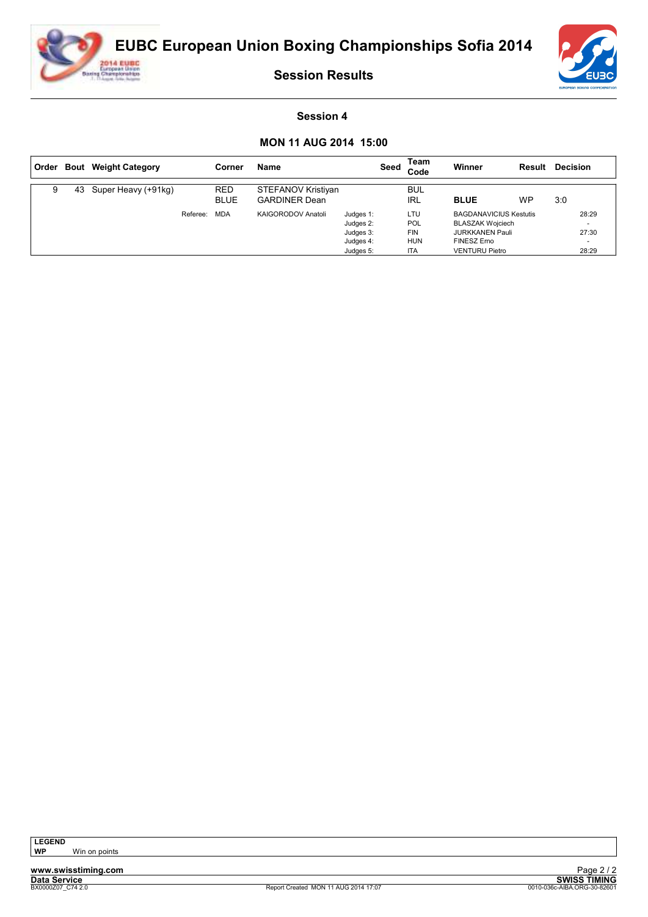# EUBC European Union Boxing Championships Sofia 2014

## Session Results

### Session 4

### MON 11 AUG 2014 15:00

| Order | Bout | Weight Category | Corner | Name | Seed | Team Code | Winner | Result | Decision |
|---|---|---|---|---|---|---|---|---|---|
| 9 | 43 | Super Heavy (+91kg) | RED | STEFANOV Kristiyan | | BUL | | | |
| | | | BLUE | GARDINER Dean | | IRL | **BLUE** | WP | 3:0 |
| | | Referee: | MDA | KAIGORODOV Anatoli | Judges 1: | LTU | BAGDANAVICIUS Kestutis | | 28:29 |
| | | | | | Judges 2: | POL | BLASZAK Wojciech | | - |
| | | | | | Judges 3: | FIN | JURKKANEN Pauli | | 27:30 |
| | | | | | Judges 4: | HUN | FINESZ Erno | | - |
| | | | | | Judges 5: | ITA | VENTURU Pietro | | 28:29 |

**LEGEND**

**WP** Win on points

www.swisstiming.com

Data Service — SWISS TIMING

BX0000Z07_C74 2.0 — Report Created MON 11 AUG 2014 17:07 — 0010-036c-AIBA.ORG-30-82601